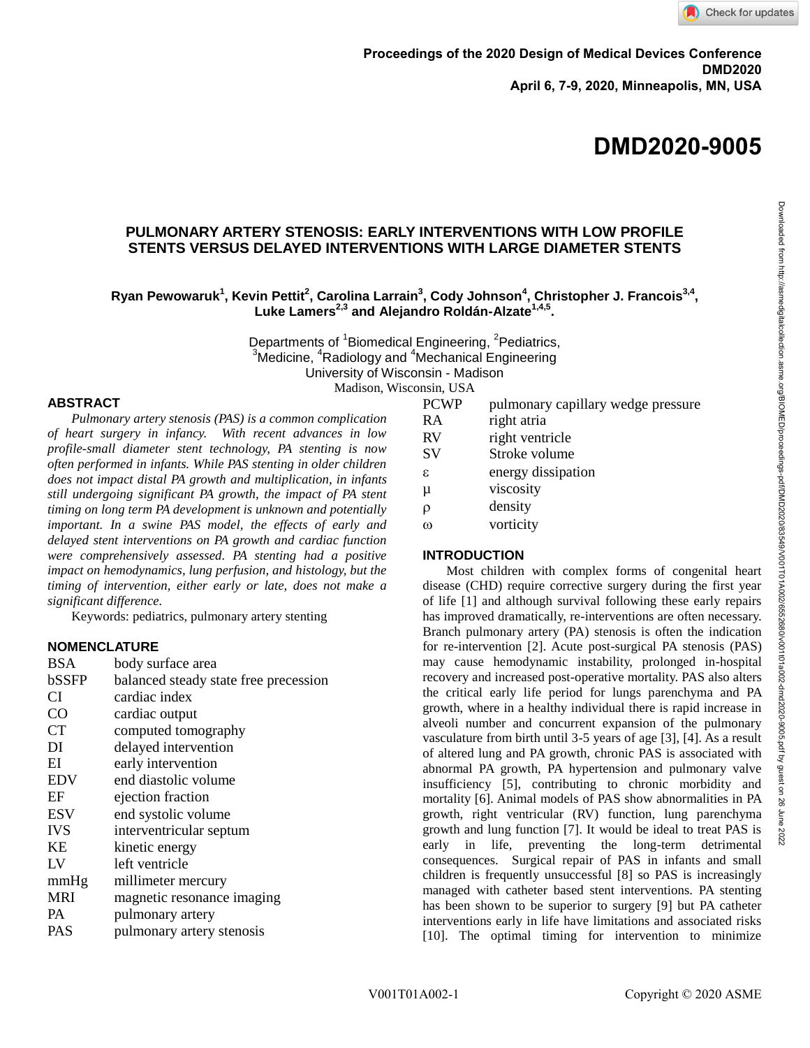Proceedings of the 2020 Design of Medical Devices Conference
DMD2020
April 6, 7-9, 2020, Minneapolis, MN, USA

# DMD2020-9005

## PULMONARY ARTERY STENOSIS: EARLY INTERVENTIONS WITH LOW PROFILE STENTS VERSUS DELAYED INTERVENTIONS WITH LARGE DIAMETER STENTS

**Ryan Pewowaruk[1], Kevin Pettit[2], Carolina Larrain[3], Cody Johnson[4], Christopher J. Francois[3,4], Luke Lamers[2,3] and Alejandro Roldán-Alzate[1,4,5].**

Departments of [1]Biomedical Engineering, [2]Pediatrics,
[3]Medicine, [4]Radiology and [4]Mechanical Engineering
University of Wisconsin - Madison
Madison, Wisconsin, USA

## ABSTRACT

*Pulmonary artery stenosis (PAS) is a common complication of heart surgery in infancy. With recent advances in low profile-small diameter stent technology, PA stenting is now often performed in infants. While PAS stenting in older children does not impact distal PA growth and multiplication, in infants still undergoing significant PA growth, the impact of PA stent timing on long term PA development is unknown and potentially important. In a swine PAS model, the effects of early and delayed stent interventions on PA growth and cardiac function were comprehensively assessed. PA stenting had a positive impact on hemodynamics, lung perfusion, and histology, but the timing of intervention, either early or late, does not make a significant difference.*

Keywords: pediatrics, pulmonary artery stenting

## NOMENCLATURE

| | |
|---|---|
| BSA | body surface area |
| bSSFP | balanced steady state free precession |
| CI | cardiac index |
| CO | cardiac output |
| CT | computed tomography |
| DI | delayed intervention |
| EI | early intervention |
| EDV | end diastolic volume |
| EF | ejection fraction |
| ESV | end systolic volume |
| IVS | interventricular septum |
| KE | kinetic energy |
| LV | left ventricle |
| mmHg | millimeter mercury |
| MRI | magnetic resonance imaging |
| PA | pulmonary artery |
| PAS | pulmonary artery stenosis |
| PCWP | pulmonary capillary wedge pressure |
| RA | right atria |
| RV | right ventricle |
| SV | Stroke volume |
| $\varepsilon$ | energy dissipation |
| $\mu$ | viscosity |
| $\rho$ | density |
| $\omega$ | vorticity |

## INTRODUCTION

Most children with complex forms of congenital heart disease (CHD) require corrective surgery during the first year of life [1] and although survival following these early repairs has improved dramatically, re-interventions are often necessary. Branch pulmonary artery (PA) stenosis is often the indication for re-intervention [2]. Acute post-surgical PA stenosis (PAS) may cause hemodynamic instability, prolonged in-hospital recovery and increased post-operative mortality. PAS also alters the critical early life period for lungs parenchyma and PA growth, where in a healthy individual there is rapid increase in alveoli number and concurrent expansion of the pulmonary vasculature from birth until 3-5 years of age [3], [4]. As a result of altered lung and PA growth, chronic PAS is associated with abnormal PA growth, PA hypertension and pulmonary valve insufficiency [5], contributing to chronic morbidity and mortality [6]. Animal models of PAS show abnormalities in PA growth, right ventricular (RV) function, lung parenchyma growth and lung function [7]. It would be ideal to treat PAS is early in life, preventing the long-term detrimental consequences. Surgical repair of PAS in infants and small children is frequently unsuccessful [8] so PAS is increasingly managed with catheter based stent interventions. PA stenting has been shown to be superior to surgery [9] but PA catheter interventions early in life have limitations and associated risks [10]. The optimal timing for intervention to minimize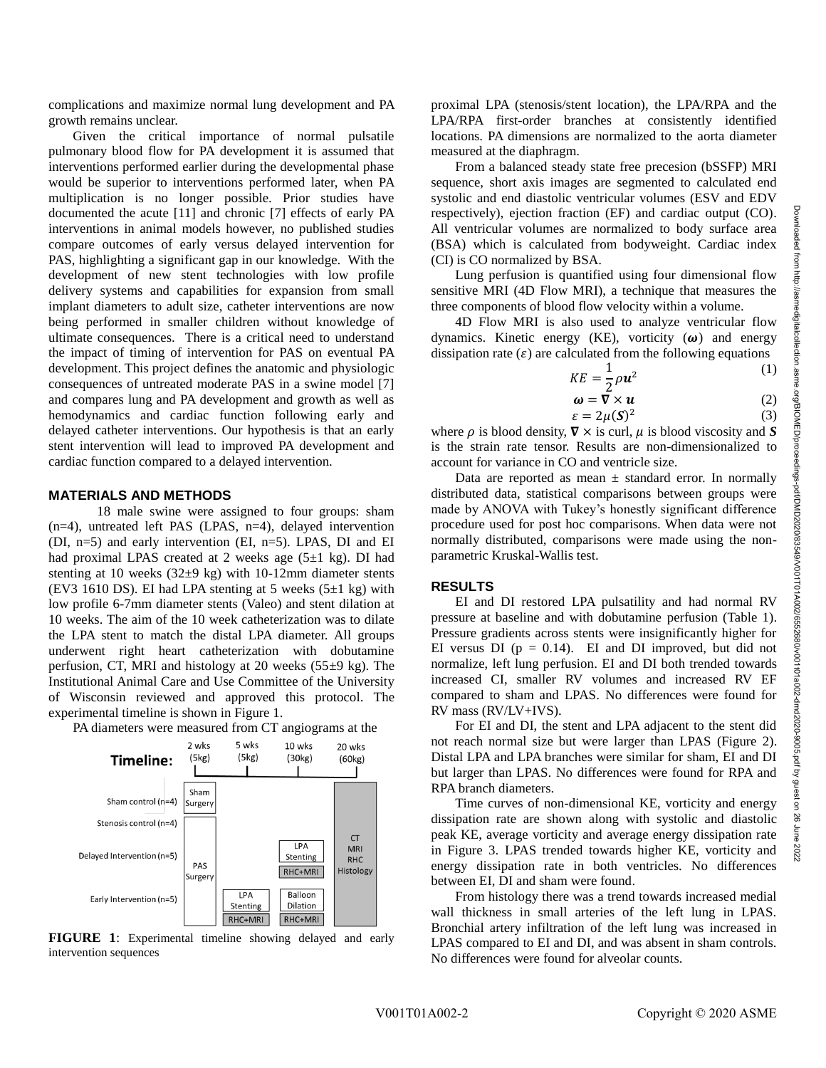complications and maximize normal lung development and PA growth remains unclear.

Given the critical importance of normal pulsatile pulmonary blood flow for PA development it is assumed that interventions performed earlier during the developmental phase would be superior to interventions performed later, when PA multiplication is no longer possible. Prior studies have documented the acute [11] and chronic [7] effects of early PA interventions in animal models however, no published studies compare outcomes of early versus delayed intervention for PAS, highlighting a significant gap in our knowledge. With the development of new stent technologies with low profile delivery systems and capabilities for expansion from small implant diameters to adult size, catheter interventions are now being performed in smaller children without knowledge of ultimate consequences. There is a critical need to understand the impact of timing of intervention for PAS on eventual PA development. This project defines the anatomic and physiologic consequences of untreated moderate PAS in a swine model [7] and compares lung and PA development and growth as well as hemodynamics and cardiac function following early and delayed catheter interventions. Our hypothesis is that an early stent intervention will lead to improved PA development and cardiac function compared to a delayed intervention.

## MATERIALS AND METHODS

18 male swine were assigned to four groups: sham (n=4), untreated left PAS (LPAS, n=4), delayed intervention (DI, n=5) and early intervention (EI, n=5). LPAS, DI and EI had proximal LPAS created at 2 weeks age (5±1 kg). DI had stenting at 10 weeks (32±9 kg) with 10-12mm diameter stents (EV3 1610 DS). EI had LPA stenting at 5 weeks (5±1 kg) with low profile 6-7mm diameter stents (Valeo) and stent dilation at 10 weeks. The aim of the 10 week catheterization was to dilate the LPA stent to match the distal LPA diameter. All groups underwent right heart catheterization with dobutamine perfusion, CT, MRI and histology at 20 weeks (55±9 kg). The Institutional Animal Care and Use Committee of the University of Wisconsin reviewed and approved this protocol. The experimental timeline is shown in Figure 1.

PA diameters were measured from CT angiograms at the proximal LPA (stenosis/stent location), the LPA/RPA and the LPA/RPA first-order branches at consistently identified locations. PA dimensions are normalized to the aorta diameter measured at the diaphragm.

**Timeline:**

| | 2 wks (5kg) | 5 wks (5kg) | 10 wks (30kg) | 20 wks (60kg) |
|---|---|---|---|---|
| Sham control (n=4) | Sham Surgery | | | CT MRI RHC Histology |
| Stenosis control (n=4) | PAS Surgery | | | CT MRI RHC Histology |
| Delayed Intervention (n=5) | PAS Surgery | | LPA Stenting; RHC+MRI | CT MRI RHC Histology |
| Early Intervention (n=5) | PAS Surgery | LPA Stenting; RHC+MRI | Balloon Dilation; RHC+MRI | CT MRI RHC Histology |

**FIGURE 1**: Experimental timeline showing delayed and early intervention sequences

From a balanced steady state free precesion (bSSFP) MRI sequence, short axis images are segmented to calculated end systolic and end diastolic ventricular volumes (ESV and EDV respectively), ejection fraction (EF) and cardiac output (CO). All ventricular volumes are normalized to body surface area (BSA) which is calculated from bodyweight. Cardiac index (CI) is CO normalized by BSA.

Lung perfusion is quantified using four dimensional flow sensitive MRI (4D Flow MRI), a technique that measures the three components of blood flow velocity within a volume.

4D Flow MRI is also used to analyze ventricular flow dynamics. Kinetic energy (KE), vorticity ($\boldsymbol{\omega}$) and energy dissipation rate ($\varepsilon$) are calculated from the following equations

$$KE = \frac{1}{2}\rho \boldsymbol{u}^2 \quad (1)$$

$$\boldsymbol{\omega} = \boldsymbol{\nabla} \times \boldsymbol{u} \quad (2)$$

$$\varepsilon = 2\mu(\boldsymbol{S})^2 \quad (3)$$

where $\rho$ is blood density, $\boldsymbol{\nabla} \times$ is curl, $\mu$ is blood viscosity and $\boldsymbol{S}$ is the strain rate tensor. Results are non-dimensionalized to account for variance in CO and ventricle size.

Data are reported as mean ± standard error. In normally distributed data, statistical comparisons between groups were made by ANOVA with Tukey's honestly significant difference procedure used for post hoc comparisons. When data were not normally distributed, comparisons were made using the non-parametric Kruskal-Wallis test.

## RESULTS

EI and DI restored LPA pulsatility and had normal RV pressure at baseline and with dobutamine perfusion (Table 1). Pressure gradients across stents were insignificantly higher for EI versus DI (p = 0.14). EI and DI improved, but did not normalize, left lung perfusion. EI and DI both trended towards increased CI, smaller RV volumes and increased RV EF compared to sham and LPAS. No differences were found for RV mass (RV/LV+IVS).

For EI and DI, the stent and LPA adjacent to the stent did not reach normal size but were larger than LPAS (Figure 2). Distal LPA and LPA branches were similar for sham, EI and DI but larger than LPAS. No differences were found for RPA and RPA branch diameters.

Time curves of non-dimensional KE, vorticity and energy dissipation rate are shown along with systolic and diastolic peak KE, average vorticity and average energy dissipation rate in Figure 3. LPAS trended towards higher KE, vorticity and energy dissipation rate in both ventricles. No differences between EI, DI and sham were found.

From histology there was a trend towards increased medial wall thickness in small arteries of the left lung in LPAS. Bronchial artery infiltration of the left lung was increased in LPAS compared to EI and DI, and was absent in sham controls. No differences were found for alveolar counts.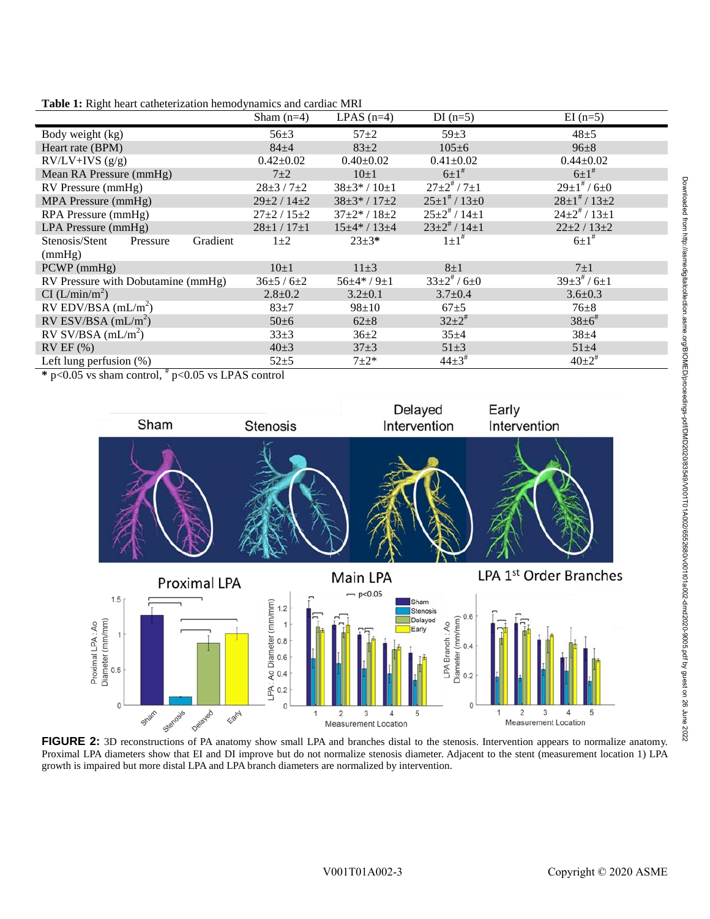**Table 1:** Right heart catheterization hemodynamics and cardiac MRI

| | Sham (n=4) | LPAS (n=4) | DI (n=5) | EI (n=5) |
|---|---|---|---|---|
| Body weight (kg) | 56±3 | 57±2 | 59±3 | 48±5 |
| Heart rate (BPM) | 84±4 | 83±2 | 105±6 | 96±8 |
| RV/LV+IVS (g/g) | 0.42±0.02 | 0.40±0.02 | 0.41±0.02 | 0.44±0.02 |
| Mean RA Pressure (mmHg) | 7±2 | 10±1 | 6±1# | 6±1# |
| RV Pressure (mmHg) | 28±3 / 7±2 | 38±3* / 10±1 | 27±2# / 7±1 | 29±1# / 6±0 |
| MPA Pressure (mmHg) | 29±2 / 14±2 | 38±3* / 17±2 | 25±1# / 13±0 | 28±1# / 13±2 |
| RPA Pressure (mmHg) | 27±2 / 15±2 | 37±2* / 18±2 | 25±2# / 14±1 | 24±2# / 13±1 |
| LPA Pressure (mmHg) | 28±1 / 17±1 | 15±4* / 13±4 | 23±2# / 14±1 | 22±2 / 13±2 |
| Stenosis/Stent Pressure Gradient (mmHg) | 1±2 | 23±3* | 1±1# | 6±1# |
| PCWP (mmHg) | 10±1 | 11±3 | 8±1 | 7±1 |
| RV Pressure with Dobutamine (mmHg) | 36±5 / 6±2 | 56±4* / 9±1 | 33±2# / 6±0 | 39±3# / 6±1 |
| CI (L/min/m$^2$) | 2.8±0.2 | 3.2±0.1 | 3.7±0.4 | 3.6±0.3 |
| RV EDV/BSA (mL/m$^2$) | 83±7 | 98±10 | 67±5 | 76±8 |
| RV ESV/BSA (mL/m$^2$) | 50±6 | 62±8 | 32±2# | 38±6# |
| RV SV/BSA (mL/m$^2$) | 33±3 | 36±2 | 35±4 | 38±4 |
| RV EF (%) | 40±3 | 37±3 | 51±3 | 51±4 |
| Left lung perfusion (%) | 52±5 | 7±2* | 44±3# | 40±2# |

\* $p<0.05$ vs sham control, # $p<0.05$ vs LPAS control

**FIGURE 2:** 3D reconstructions of PA anatomy show small LPA and branches distal to the stenosis. Intervention appears to normalize anatomy. Proximal LPA diameters show that EI and DI improve but do not normalize stenosis diameter. Adjacent to the stent (measurement location 1) LPA growth is impaired but more distal LPA and LPA branch diameters are normalized by intervention.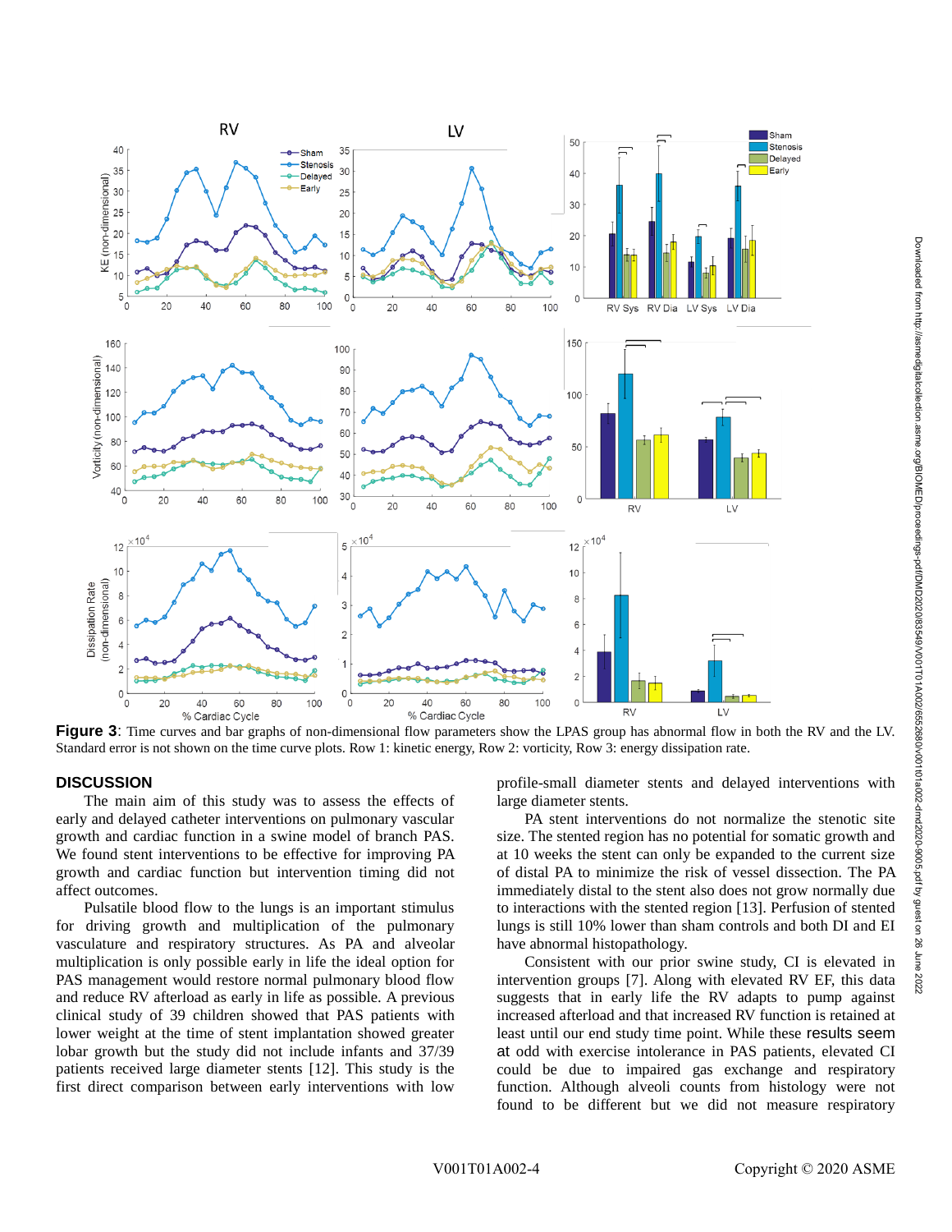**Figure 3**: Time curves and bar graphs of non-dimensional flow parameters show the LPAS group has abnormal flow in both the RV and the LV. Standard error is not shown on the time curve plots. Row 1: kinetic energy, Row 2: vorticity, Row 3: energy dissipation rate.

## DISCUSSION

The main aim of this study was to assess the effects of early and delayed catheter interventions on pulmonary vascular growth and cardiac function in a swine model of branch PAS. We found stent interventions to be effective for improving PA growth and cardiac function but intervention timing did not affect outcomes.

Pulsatile blood flow to the lungs is an important stimulus for driving growth and multiplication of the pulmonary vasculature and respiratory structures. As PA and alveolar multiplication is only possible early in life the ideal option for PAS management would restore normal pulmonary blood flow and reduce RV afterload as early in life as possible. A previous clinical study of 39 children showed that PAS patients with lower weight at the time of stent implantation showed greater lobar growth but the study did not include infants and 37/39 patients received large diameter stents [12]. This study is the first direct comparison between early interventions with low profile-small diameter stents and delayed interventions with large diameter stents.

PA stent interventions do not normalize the stenotic site size. The stented region has no potential for somatic growth and at 10 weeks the stent can only be expanded to the current size of distal PA to minimize the risk of vessel dissection. The PA immediately distal to the stent also does not grow normally due to interactions with the stented region [13]. Perfusion of stented lungs is still 10% lower than sham controls and both DI and EI have abnormal histopathology.

Consistent with our prior swine study, CI is elevated in intervention groups [7]. Along with elevated RV EF, this data suggests that in early life the RV adapts to pump against increased afterload and that increased RV function is retained at least until our end study time point. While these results seem at odd with exercise intolerance in PAS patients, elevated CI could be due to impaired gas exchange and respiratory function. Although alveoli counts from histology were not found to be different but we did not measure respiratory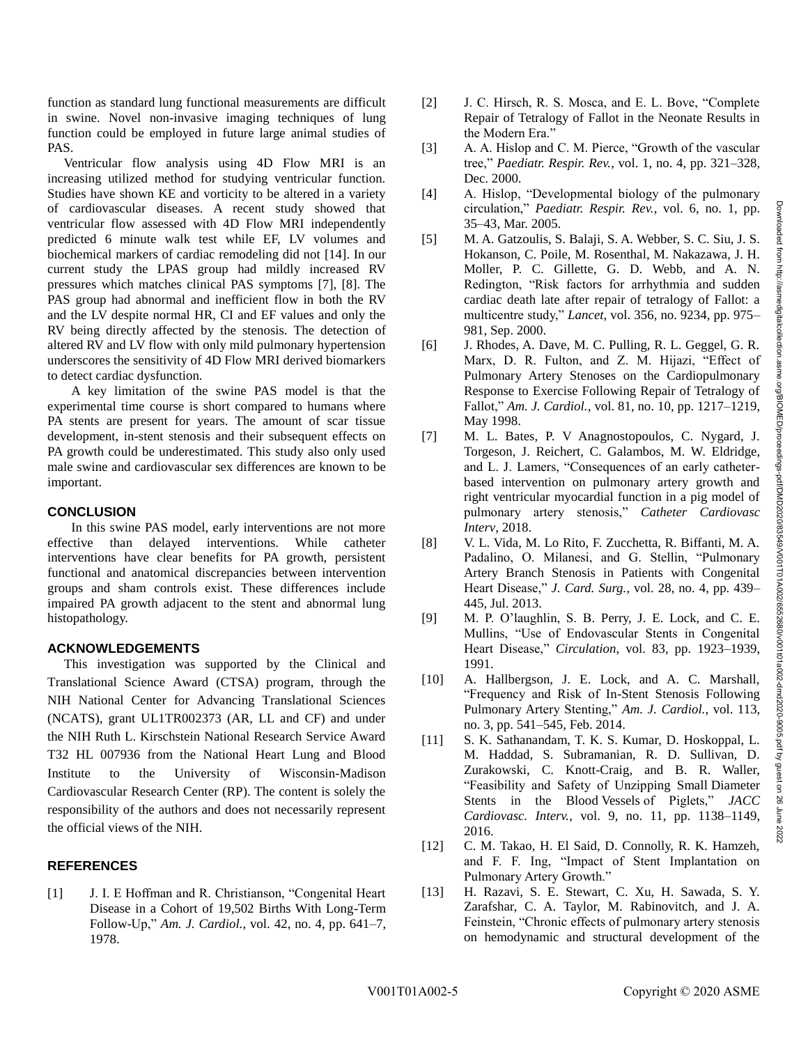function as standard lung functional measurements are difficult in swine. Novel non-invasive imaging techniques of lung function could be employed in future large animal studies of PAS.

Ventricular flow analysis using 4D Flow MRI is an increasing utilized method for studying ventricular function. Studies have shown KE and vorticity to be altered in a variety of cardiovascular diseases. A recent study showed that ventricular flow assessed with 4D Flow MRI independently predicted 6 minute walk test while EF, LV volumes and biochemical markers of cardiac remodeling did not [14]. In our current study the LPAS group had mildly increased RV pressures which matches clinical PAS symptoms [7], [8]. The PAS group had abnormal and inefficient flow in both the RV and the LV despite normal HR, CI and EF values and only the RV being directly affected by the stenosis. The detection of altered RV and LV flow with only mild pulmonary hypertension underscores the sensitivity of 4D Flow MRI derived biomarkers to detect cardiac dysfunction.

A key limitation of the swine PAS model is that the experimental time course is short compared to humans where PA stents are present for years. The amount of scar tissue development, in-stent stenosis and their subsequent effects on PA growth could be underestimated. This study also only used male swine and cardiovascular sex differences are known to be important.

## CONCLUSION

In this swine PAS model, early interventions are not more effective than delayed interventions. While catheter interventions have clear benefits for PA growth, persistent functional and anatomical discrepancies between intervention groups and sham controls exist. These differences include impaired PA growth adjacent to the stent and abnormal lung histopathology.

## ACKNOWLEDGEMENTS

This investigation was supported by the Clinical and Translational Science Award (CTSA) program, through the NIH National Center for Advancing Translational Sciences (NCATS), grant UL1TR002373 (AR, LL and CF) and under the NIH Ruth L. Kirschstein National Research Service Award T32 HL 007936 from the National Heart Lung and Blood Institute to the University of Wisconsin-Madison Cardiovascular Research Center (RP). The content is solely the responsibility of the authors and does not necessarily represent the official views of the NIH.

## REFERENCES

[1] J. I. E Hoffman and R. Christianson, "Congenital Heart Disease in a Cohort of 19,502 Births With Long-Term Follow-Up," *Am. J. Cardiol.*, vol. 42, no. 4, pp. 641–7, 1978.

[2] J. C. Hirsch, R. S. Mosca, and E. L. Bove, "Complete Repair of Tetralogy of Fallot in the Neonate Results in the Modern Era."

[3] A. A. Hislop and C. M. Pierce, "Growth of the vascular tree," *Paediatr. Respir. Rev.*, vol. 1, no. 4, pp. 321–328, Dec. 2000.

[4] A. Hislop, "Developmental biology of the pulmonary circulation," *Paediatr. Respir. Rev.*, vol. 6, no. 1, pp. 35–43, Mar. 2005.

[5] M. A. Gatzoulis, S. Balaji, S. A. Webber, S. C. Siu, J. S. Hokanson, C. Poile, M. Rosenthal, M. Nakazawa, J. H. Moller, P. C. Gillette, G. D. Webb, and A. N. Redington, "Risk factors for arrhythmia and sudden cardiac death late after repair of tetralogy of Fallot: a multicentre study," *Lancet*, vol. 356, no. 9234, pp. 975–981, Sep. 2000.

[6] J. Rhodes, A. Dave, M. C. Pulling, R. L. Geggel, G. R. Marx, D. R. Fulton, and Z. M. Hijazi, "Effect of Pulmonary Artery Stenoses on the Cardiopulmonary Response to Exercise Following Repair of Tetralogy of Fallot," *Am. J. Cardiol.*, vol. 81, no. 10, pp. 1217–1219, May 1998.

[7] M. L. Bates, P. V Anagnostopoulos, C. Nygard, J. Torgeson, J. Reichert, C. Galambos, M. W. Eldridge, and L. J. Lamers, "Consequences of an early catheter-based intervention on pulmonary artery growth and right ventricular myocardial function in a pig model of pulmonary artery stenosis," *Catheter Cardiovasc Interv*, 2018.

[8] V. L. Vida, M. Lo Rito, F. Zucchetta, R. Biffanti, M. A. Padalino, O. Milanesi, and G. Stellin, "Pulmonary Artery Branch Stenosis in Patients with Congenital Heart Disease," *J. Card. Surg.*, vol. 28, no. 4, pp. 439–445, Jul. 2013.

[9] M. P. O'laughlin, S. B. Perry, J. E. Lock, and C. E. Mullins, "Use of Endovascular Stents in Congenital Heart Disease," *Circulation*, vol. 83, pp. 1923–1939, 1991.

[10] A. Hallbergson, J. E. Lock, and A. C. Marshall, "Frequency and Risk of In-Stent Stenosis Following Pulmonary Artery Stenting," *Am. J. Cardiol.*, vol. 113, no. 3, pp. 541–545, Feb. 2014.

[11] S. K. Sathanandam, T. K. S. Kumar, D. Hoskoppal, L. M. Haddad, S. Subramanian, R. D. Sullivan, D. Zurakowski, C. Knott-Craig, and B. R. Waller, "Feasibility and Safety of Unzipping Small Diameter Stents in the Blood Vessels of Piglets," *JACC Cardiovasc. Interv.*, vol. 9, no. 11, pp. 1138–1149, 2016.

[12] C. M. Takao, H. El Said, D. Connolly, R. K. Hamzeh, and F. F. Ing, "Impact of Stent Implantation on Pulmonary Artery Growth."

[13] H. Razavi, S. E. Stewart, C. Xu, H. Sawada, S. Y. Zarafshar, C. A. Taylor, M. Rabinovitch, and J. A. Feinstein, "Chronic effects of pulmonary artery stenosis on hemodynamic and structural development of the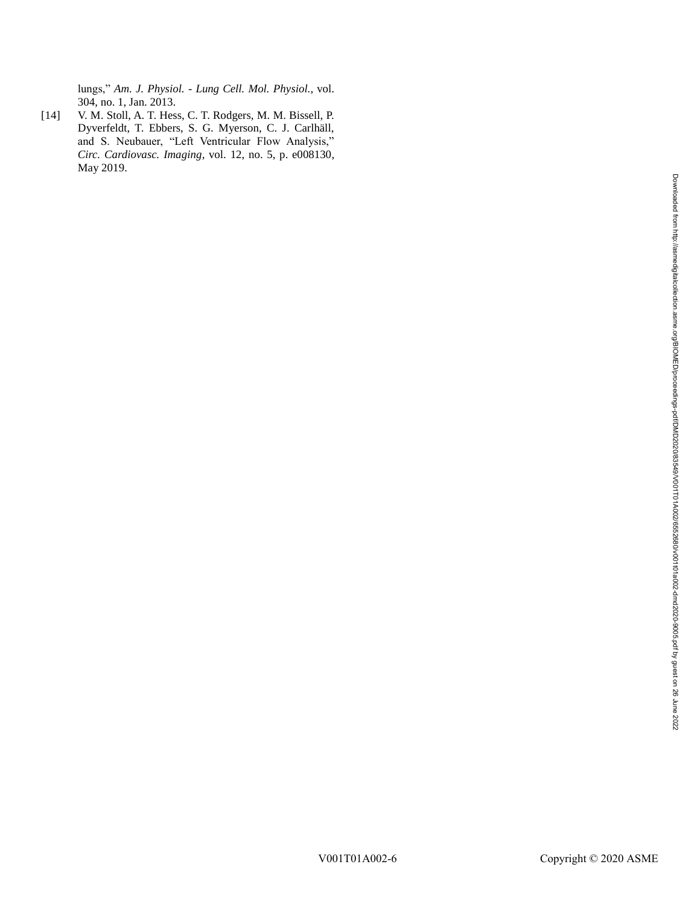lungs," *Am. J. Physiol. - Lung Cell. Mol. Physiol.*, vol. 304, no. 1, Jan. 2013.

[14] V. M. Stoll, A. T. Hess, C. T. Rodgers, M. M. Bissell, P. Dyverfeldt, T. Ebbers, S. G. Myerson, C. J. Carlhäll, and S. Neubauer, "Left Ventricular Flow Analysis," *Circ. Cardiovasc. Imaging*, vol. 12, no. 5, p. e008130, May 2019.